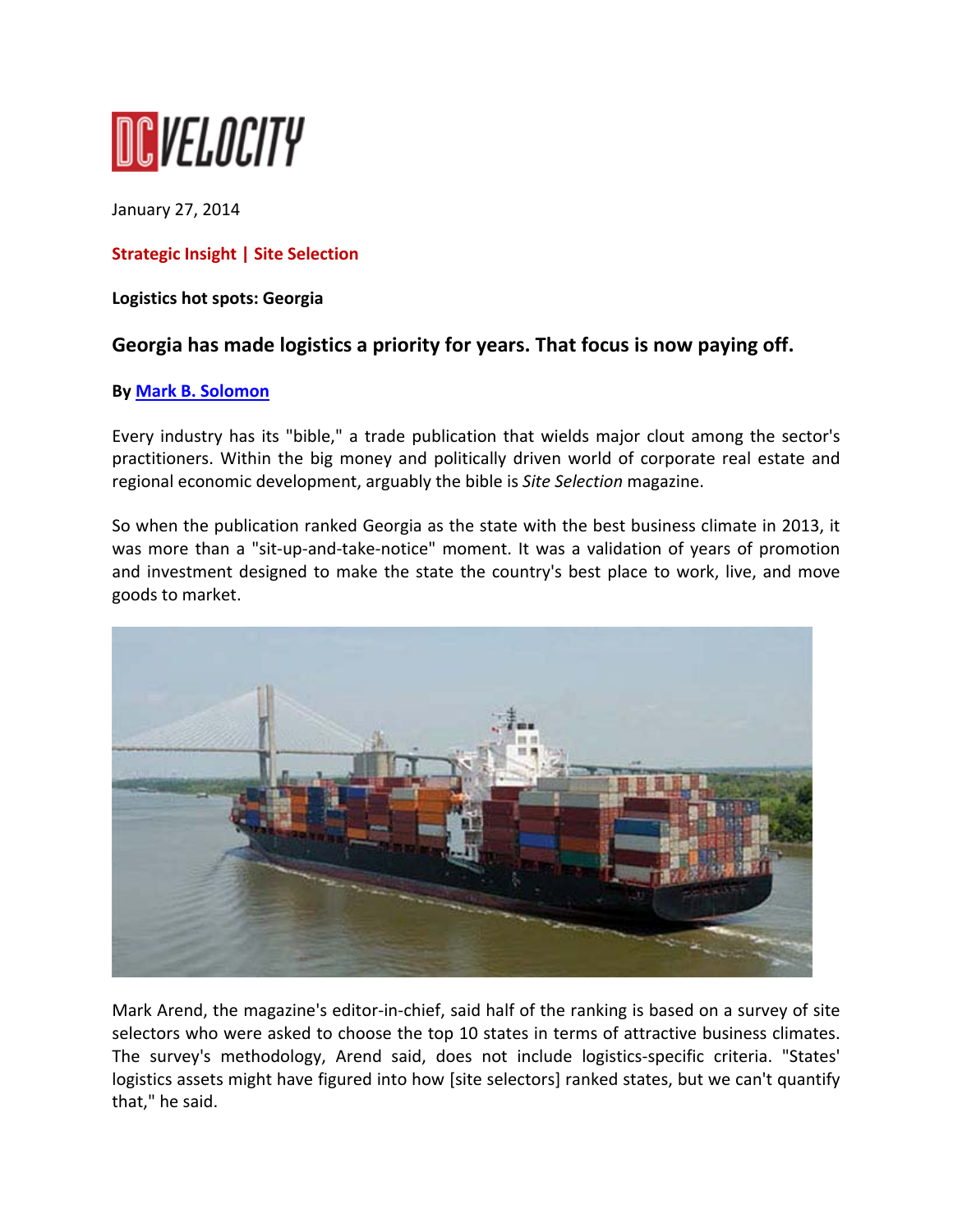DC VELOCITY

January 27, 2014

**Strategic Insight | Site Selection**

**Logistics hot spots: Georgia**

## Georgia has made logistics a priority for years. That focus is now paying off.

**By Mark B. Solomon**

Every industry has its "bible," a trade publication that wields major clout among the sector's practitioners. Within the big money and politically driven world of corporate real estate and regional economic development, arguably the bible is *Site Selection* magazine.

So when the publication ranked Georgia as the state with the best business climate in 2013, it was more than a "sit-up-and-take-notice" moment. It was a validation of years of promotion and investment designed to make the state the country's best place to work, live, and move goods to market.

Mark Arend, the magazine's editor-in-chief, said half of the ranking is based on a survey of site selectors who were asked to choose the top 10 states in terms of attractive business climates. The survey's methodology, Arend said, does not include logistics-specific criteria. "States' logistics assets might have figured into how [site selectors] ranked states, but we can't quantify that," he said.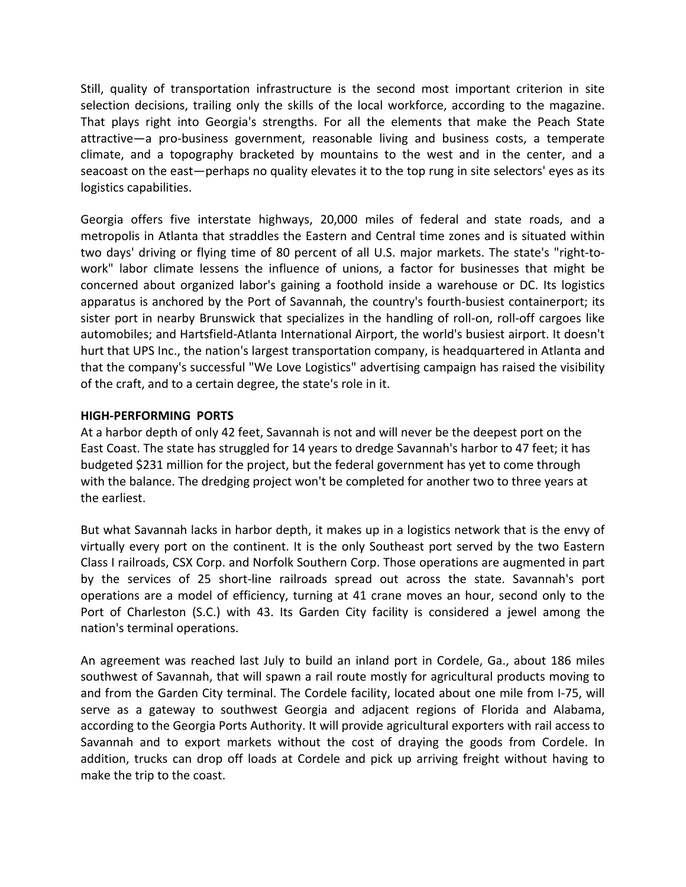Still, quality of transportation infrastructure is the second most important criterion in site selection decisions, trailing only the skills of the local workforce, according to the magazine. That plays right into Georgia's strengths. For all the elements that make the Peach State attractive—a pro-business government, reasonable living and business costs, a temperate climate, and a topography bracketed by mountains to the west and in the center, and a seacoast on the east—perhaps no quality elevates it to the top rung in site selectors' eyes as its logistics capabilities.

Georgia offers five interstate highways, 20,000 miles of federal and state roads, and a metropolis in Atlanta that straddles the Eastern and Central time zones and is situated within two days' driving or flying time of 80 percent of all U.S. major markets. The state's "right-to-work" labor climate lessens the influence of unions, a factor for businesses that might be concerned about organized labor's gaining a foothold inside a warehouse or DC. Its logistics apparatus is anchored by the Port of Savannah, the country's fourth-busiest containerport; its sister port in nearby Brunswick that specializes in the handling of roll-on, roll-off cargoes like automobiles; and Hartsfield-Atlanta International Airport, the world's busiest airport. It doesn't hurt that UPS Inc., the nation's largest transportation company, is headquartered in Atlanta and that the company's successful "We Love Logistics" advertising campaign has raised the visibility of the craft, and to a certain degree, the state's role in it.

**HIGH-PERFORMING PORTS**

At a harbor depth of only 42 feet, Savannah is not and will never be the deepest port on the East Coast. The state has struggled for 14 years to dredge Savannah's harbor to 47 feet; it has budgeted $231 million for the project, but the federal government has yet to come through with the balance. The dredging project won't be completed for another two to three years at the earliest.

But what Savannah lacks in harbor depth, it makes up in a logistics network that is the envy of virtually every port on the continent. It is the only Southeast port served by the two Eastern Class I railroads, CSX Corp. and Norfolk Southern Corp. Those operations are augmented in part by the services of 25 short-line railroads spread out across the state. Savannah's port operations are a model of efficiency, turning at 41 crane moves an hour, second only to the Port of Charleston (S.C.) with 43. Its Garden City facility is considered a jewel among the nation's terminal operations.

An agreement was reached last July to build an inland port in Cordele, Ga., about 186 miles southwest of Savannah, that will spawn a rail route mostly for agricultural products moving to and from the Garden City terminal. The Cordele facility, located about one mile from I-75, will serve as a gateway to southwest Georgia and adjacent regions of Florida and Alabama, according to the Georgia Ports Authority. It will provide agricultural exporters with rail access to Savannah and to export markets without the cost of draying the goods from Cordele. In addition, trucks can drop off loads at Cordele and pick up arriving freight without having to make the trip to the coast.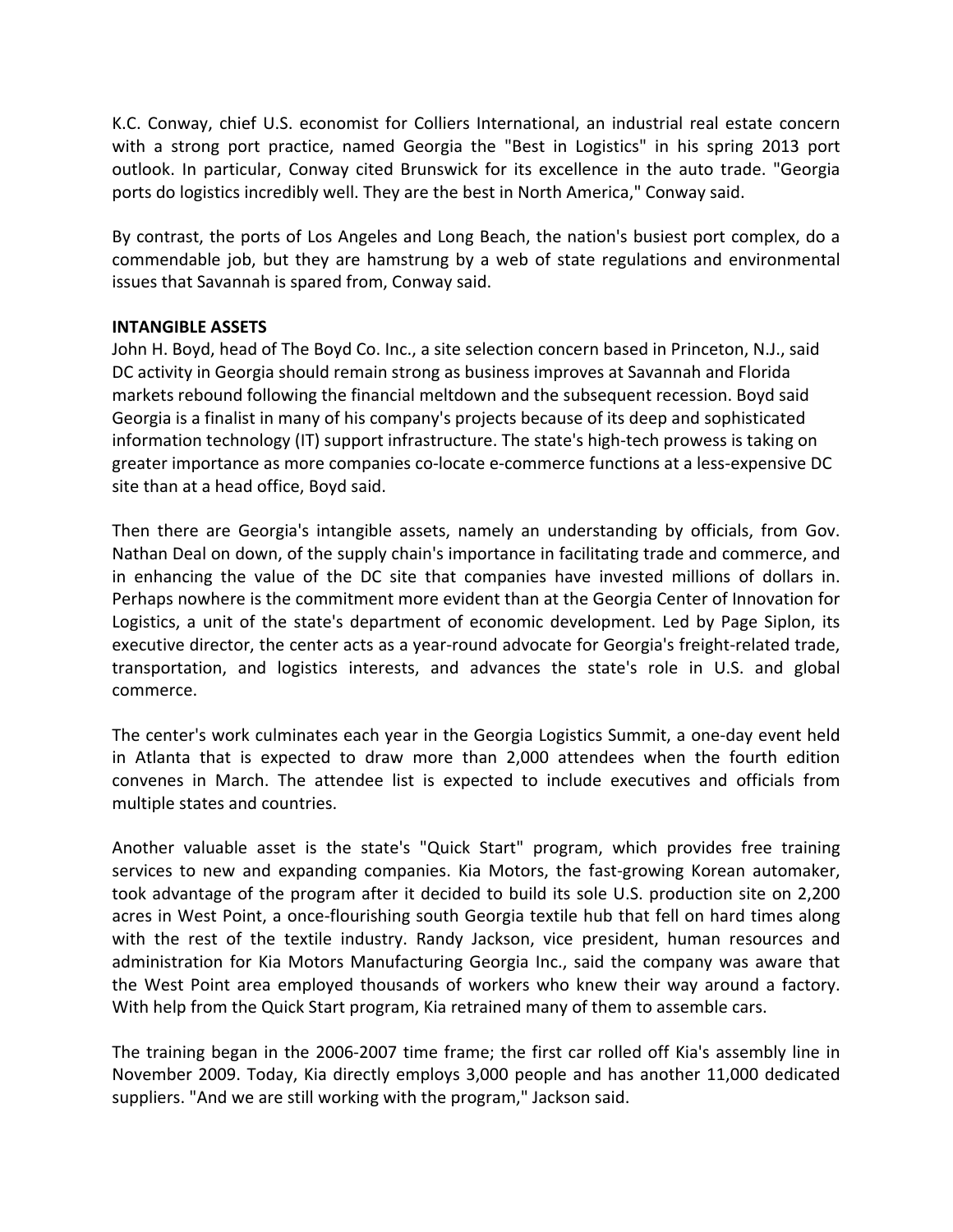K.C. Conway, chief U.S. economist for Colliers International, an industrial real estate concern with a strong port practice, named Georgia the "Best in Logistics" in his spring 2013 port outlook. In particular, Conway cited Brunswick for its excellence in the auto trade. "Georgia ports do logistics incredibly well. They are the best in North America," Conway said.

By contrast, the ports of Los Angeles and Long Beach, the nation's busiest port complex, do a commendable job, but they are hamstrung by a web of state regulations and environmental issues that Savannah is spared from, Conway said.

**INTANGIBLE ASSETS**

John H. Boyd, head of The Boyd Co. Inc., a site selection concern based in Princeton, N.J., said DC activity in Georgia should remain strong as business improves at Savannah and Florida markets rebound following the financial meltdown and the subsequent recession. Boyd said Georgia is a finalist in many of his company's projects because of its deep and sophisticated information technology (IT) support infrastructure. The state's high-tech prowess is taking on greater importance as more companies co-locate e-commerce functions at a less-expensive DC site than at a head office, Boyd said.

Then there are Georgia's intangible assets, namely an understanding by officials, from Gov. Nathan Deal on down, of the supply chain's importance in facilitating trade and commerce, and in enhancing the value of the DC site that companies have invested millions of dollars in. Perhaps nowhere is the commitment more evident than at the Georgia Center of Innovation for Logistics, a unit of the state's department of economic development. Led by Page Siplon, its executive director, the center acts as a year-round advocate for Georgia's freight-related trade, transportation, and logistics interests, and advances the state's role in U.S. and global commerce.

The center's work culminates each year in the Georgia Logistics Summit, a one-day event held in Atlanta that is expected to draw more than 2,000 attendees when the fourth edition convenes in March. The attendee list is expected to include executives and officials from multiple states and countries.

Another valuable asset is the state's "Quick Start" program, which provides free training services to new and expanding companies. Kia Motors, the fast-growing Korean automaker, took advantage of the program after it decided to build its sole U.S. production site on 2,200 acres in West Point, a once-flourishing south Georgia textile hub that fell on hard times along with the rest of the textile industry. Randy Jackson, vice president, human resources and administration for Kia Motors Manufacturing Georgia Inc., said the company was aware that the West Point area employed thousands of workers who knew their way around a factory. With help from the Quick Start program, Kia retrained many of them to assemble cars.

The training began in the 2006-2007 time frame; the first car rolled off Kia's assembly line in November 2009. Today, Kia directly employs 3,000 people and has another 11,000 dedicated suppliers. "And we are still working with the program," Jackson said.